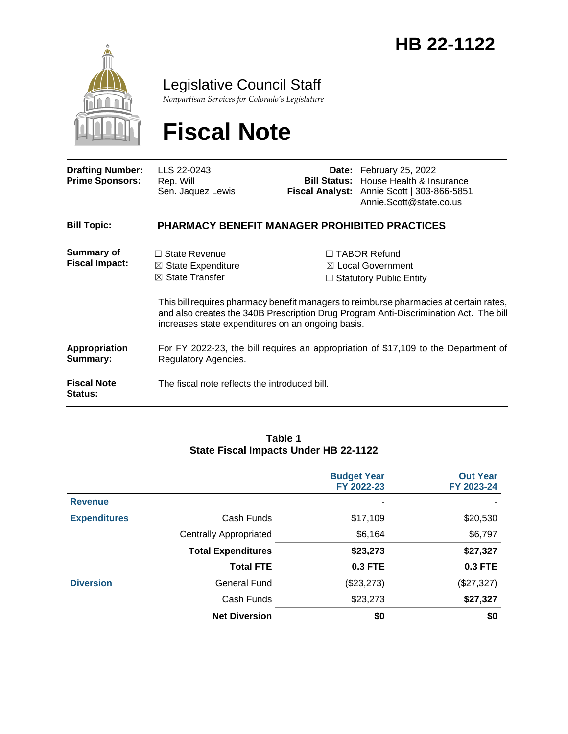# HB 22-1122

Legislative Council Staff

*Nonpartisan Services for Colorado's Legislature*

# Fiscal Note

| | | | |
|---|---|---|---|
| **Drafting Number:** | LLS 22-0243 | **Date:** | February 25, 2022 |
| **Prime Sponsors:** | Rep. Will<br>Sen. Jaquez Lewis | **Bill Status:** | House Health & Insurance |
| | | **Fiscal Analyst:** | Annie Scott \| 303-866-5851<br>Annie.Scott@state.co.us |

**Bill Topic:** **PHARMACY BENEFIT MANAGER PROHIBITED PRACTICES**

**Summary of Fiscal Impact:**

- ☐ State Revenue
- ☒ State Expenditure
- ☒ State Transfer
- ☐ TABOR Refund
- ☒ Local Government
- ☐ Statutory Public Entity

This bill requires pharmacy benefit managers to reimburse pharmacies at certain rates, and also creates the 340B Prescription Drug Program Anti-Discrimination Act. The bill increases state expenditures on an ongoing basis.

**Appropriation Summary:** For FY 2022-23, the bill requires an appropriation of $17,109 to the Department of Regulatory Agencies.

**Fiscal Note Status:** The fiscal note reflects the introduced bill.

**Table 1**
**State Fiscal Impacts Under HB 22-1122**

| | | Budget Year FY 2022-23 | Out Year FY 2023-24 |
|---|---|---|---|
| **Revenue** | | - | - |
| **Expenditures** | Cash Funds | $17,109 | $20,530 |
| | Centrally Appropriated | $6,164 | $6,797 |
| | **Total Expenditures** | **$23,273** | **$27,327** |
| | **Total FTE** | **0.3 FTE** | **0.3 FTE** |
| **Diversion** | General Fund | ($23,273) | ($27,327) |
| | Cash Funds | $23,273 | **$27,327** |
| | **Net Diversion** | **$0** | **$0** |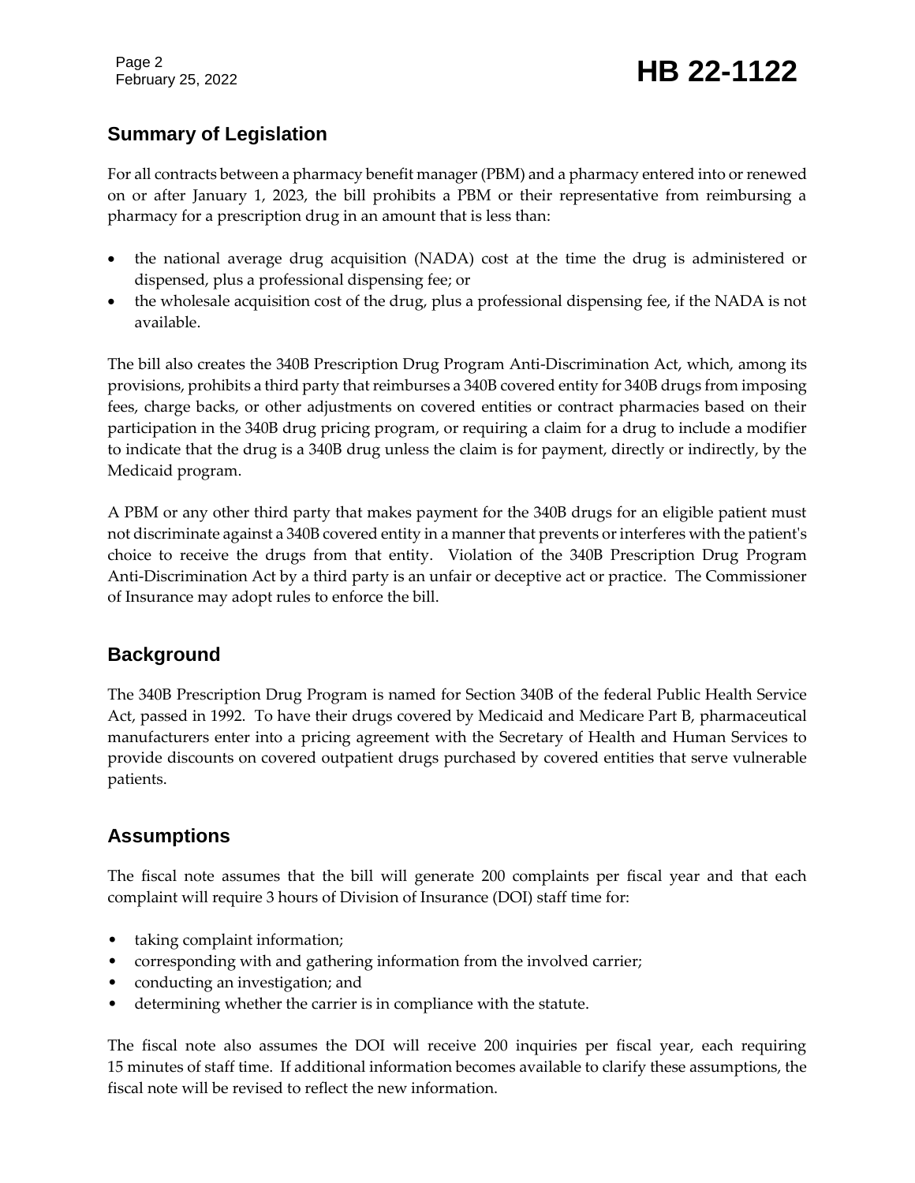## Summary of Legislation

For all contracts between a pharmacy benefit manager (PBM) and a pharmacy entered into or renewed on or after January 1, 2023, the bill prohibits a PBM or their representative from reimbursing a pharmacy for a prescription drug in an amount that is less than:

- the national average drug acquisition (NADA) cost at the time the drug is administered or dispensed, plus a professional dispensing fee; or
- the wholesale acquisition cost of the drug, plus a professional dispensing fee, if the NADA is not available.

The bill also creates the 340B Prescription Drug Program Anti-Discrimination Act, which, among its provisions, prohibits a third party that reimburses a 340B covered entity for 340B drugs from imposing fees, charge backs, or other adjustments on covered entities or contract pharmacies based on their participation in the 340B drug pricing program, or requiring a claim for a drug to include a modifier to indicate that the drug is a 340B drug unless the claim is for payment, directly or indirectly, by the Medicaid program.

A PBM or any other third party that makes payment for the 340B drugs for an eligible patient must not discriminate against a 340B covered entity in a manner that prevents or interferes with the patient's choice to receive the drugs from that entity. Violation of the 340B Prescription Drug Program Anti-Discrimination Act by a third party is an unfair or deceptive act or practice. The Commissioner of Insurance may adopt rules to enforce the bill.

## Background

The 340B Prescription Drug Program is named for Section 340B of the federal Public Health Service Act, passed in 1992. To have their drugs covered by Medicaid and Medicare Part B, pharmaceutical manufacturers enter into a pricing agreement with the Secretary of Health and Human Services to provide discounts on covered outpatient drugs purchased by covered entities that serve vulnerable patients.

## Assumptions

The fiscal note assumes that the bill will generate 200 complaints per fiscal year and that each complaint will require 3 hours of Division of Insurance (DOI) staff time for:

- taking complaint information;
- corresponding with and gathering information from the involved carrier;
- conducting an investigation; and
- determining whether the carrier is in compliance with the statute.

The fiscal note also assumes the DOI will receive 200 inquiries per fiscal year, each requiring 15 minutes of staff time. If additional information becomes available to clarify these assumptions, the fiscal note will be revised to reflect the new information.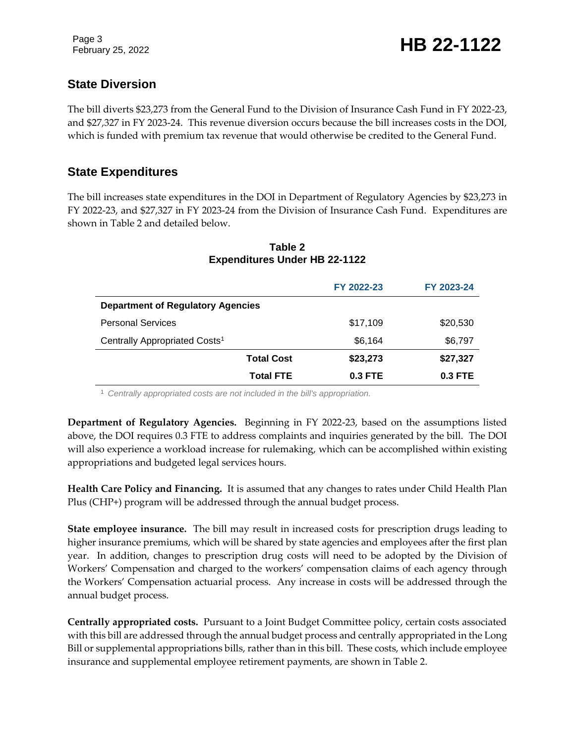## State Diversion

The bill diverts $23,273 from the General Fund to the Division of Insurance Cash Fund in FY 2022-23, and $27,327 in FY 2023-24. This revenue diversion occurs because the bill increases costs in the DOI, which is funded with premium tax revenue that would otherwise be credited to the General Fund.

## State Expenditures

The bill increases state expenditures in the DOI in Department of Regulatory Agencies by $23,273 in FY 2022-23, and $27,327 in FY 2023-24 from the Division of Insurance Cash Fund. Expenditures are shown in Table 2 and detailed below.

**Table 2**
**Expenditures Under HB 22-1122**

| | FY 2022-23 | FY 2023-24 |
|---|---|---|
| **Department of Regulatory Agencies** | | |
| Personal Services | $17,109 | $20,530 |
| Centrally Appropriated Costs[1] | $6,164 | $6,797 |
| **Total Cost** | **$23,273** | **$27,327** |
| **Total FTE** | **0.3 FTE** | **0.3 FTE** |

[1] *Centrally appropriated costs are not included in the bill's appropriation.*

**Department of Regulatory Agencies.** Beginning in FY 2022-23, based on the assumptions listed above, the DOI requires 0.3 FTE to address complaints and inquiries generated by the bill. The DOI will also experience a workload increase for rulemaking, which can be accomplished within existing appropriations and budgeted legal services hours.

**Health Care Policy and Financing.** It is assumed that any changes to rates under Child Health Plan Plus (CHP+) program will be addressed through the annual budget process.

**State employee insurance.** The bill may result in increased costs for prescription drugs leading to higher insurance premiums, which will be shared by state agencies and employees after the first plan year. In addition, changes to prescription drug costs will need to be adopted by the Division of Workers' Compensation and charged to the workers' compensation claims of each agency through the Workers' Compensation actuarial process. Any increase in costs will be addressed through the annual budget process.

**Centrally appropriated costs.** Pursuant to a Joint Budget Committee policy, certain costs associated with this bill are addressed through the annual budget process and centrally appropriated in the Long Bill or supplemental appropriations bills, rather than in this bill. These costs, which include employee insurance and supplemental employee retirement payments, are shown in Table 2.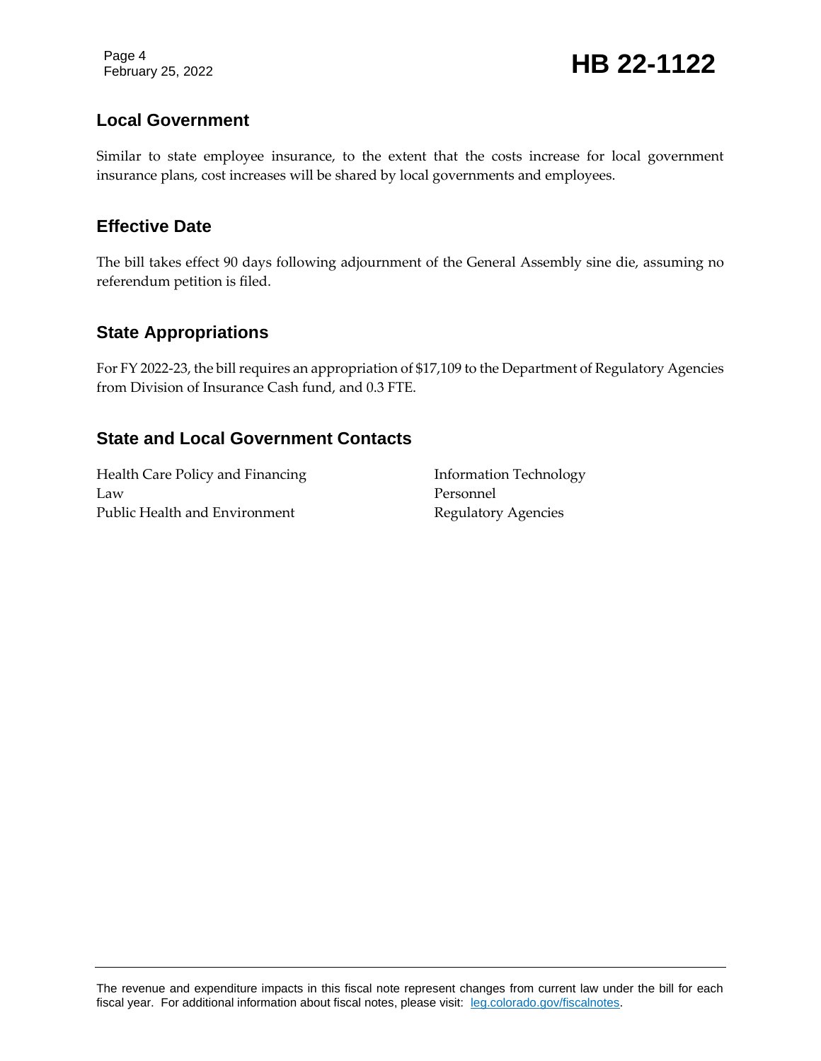## Local Government

Similar to state employee insurance, to the extent that the costs increase for local government insurance plans, cost increases will be shared by local governments and employees.

## Effective Date

The bill takes effect 90 days following adjournment of the General Assembly sine die, assuming no referendum petition is filed.

## State Appropriations

For FY 2022-23, the bill requires an appropriation of $17,109 to the Department of Regulatory Agencies from Division of Insurance Cash fund, and 0.3 FTE.

## State and Local Government Contacts

Health Care Policy and Financing
Information Technology
Law
Personnel
Public Health and Environment
Regulatory Agencies

The revenue and expenditure impacts in this fiscal note represent changes from current law under the bill for each fiscal year. For additional information about fiscal notes, please visit: [leg.colorado.gov/fiscalnotes](leg.colorado.gov/fiscalnotes).